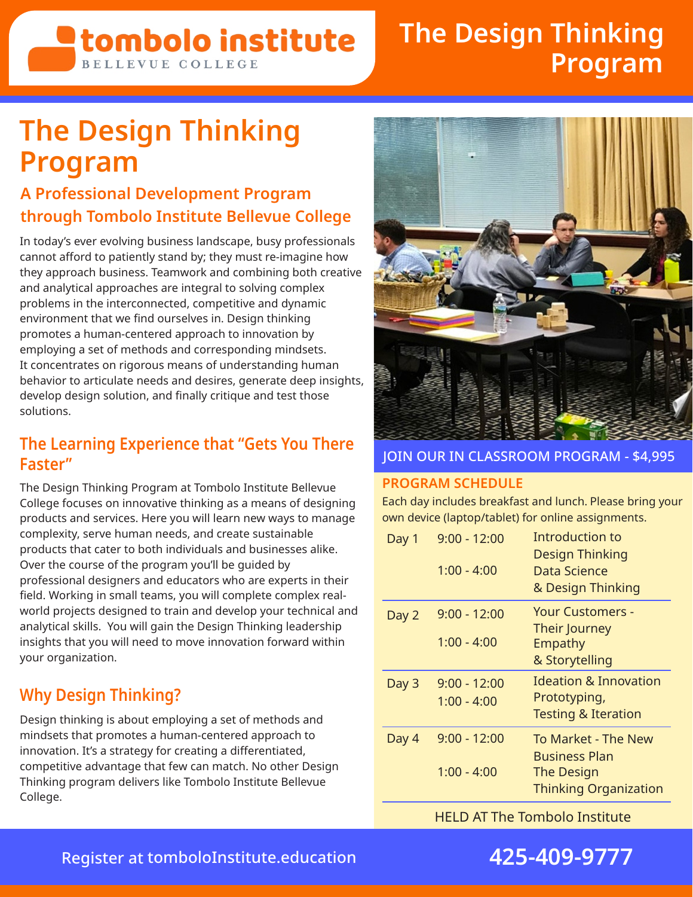tombolo institute
BELLEVUE COLLEGE

# The Design Thinking Program

# The Design Thinking Program

## A Professional Development Program through Tombolo Institute Bellevue College

In today's ever evolving business landscape, busy professionals cannot afford to patiently stand by; they must re-imagine how they approach business. Teamwork and combining both creative and analytical approaches are integral to solving complex problems in the interconnected, competitive and dynamic environment that we find ourselves in. Design thinking promotes a human-centered approach to innovation by employing a set of methods and corresponding mindsets. It concentrates on rigorous means of understanding human behavior to articulate needs and desires, generate deep insights, develop design solution, and finally critique and test those solutions.

## The Learning Experience that "Gets You There Faster"

The Design Thinking Program at Tombolo Institute Bellevue College focuses on innovative thinking as a means of designing products and services. Here you will learn new ways to manage complexity, serve human needs, and create sustainable products that cater to both individuals and businesses alike. Over the course of the program you'll be guided by professional designers and educators who are experts in their field. Working in small teams, you will complete complex real-world projects designed to train and develop your technical and analytical skills. You will gain the Design Thinking leadership insights that you will need to move innovation forward within your organization.

## Why Design Thinking?

Design thinking is about employing a set of methods and mindsets that promotes a human-centered approach to innovation. It's a strategy for creating a differentiated, competitive advantage that few can match. No other Design Thinking program delivers like Tombolo Institute Bellevue College.

JOIN OUR IN CLASSROOM PROGRAM - $4,995

### PROGRAM SCHEDULE

Each day includes breakfast and lunch. Please bring your own device (laptop/tablet) for online assignments.

| Day | Time | Topic |
|---|---|---|
| Day 1 | 9:00 - 12:00 | Introduction to Design Thinking |
| | 1:00 - 4:00 | Data Science & Design Thinking |
| Day 2 | 9:00 - 12:00 | Your Customers - Their Journey |
| | 1:00 - 4:00 | Empathy & Storytelling |
| Day 3 | 9:00 - 12:00 | Ideation & Innovation |
| | 1:00 - 4:00 | Prototyping, Testing & Iteration |
| Day 4 | 9:00 - 12:00 | To Market - The New Business Plan |
| | 1:00 - 4:00 | The Design Thinking Organization |

HELD AT The Tombolo Institute

Register at tomboloInstitute.education

**425-409-9777**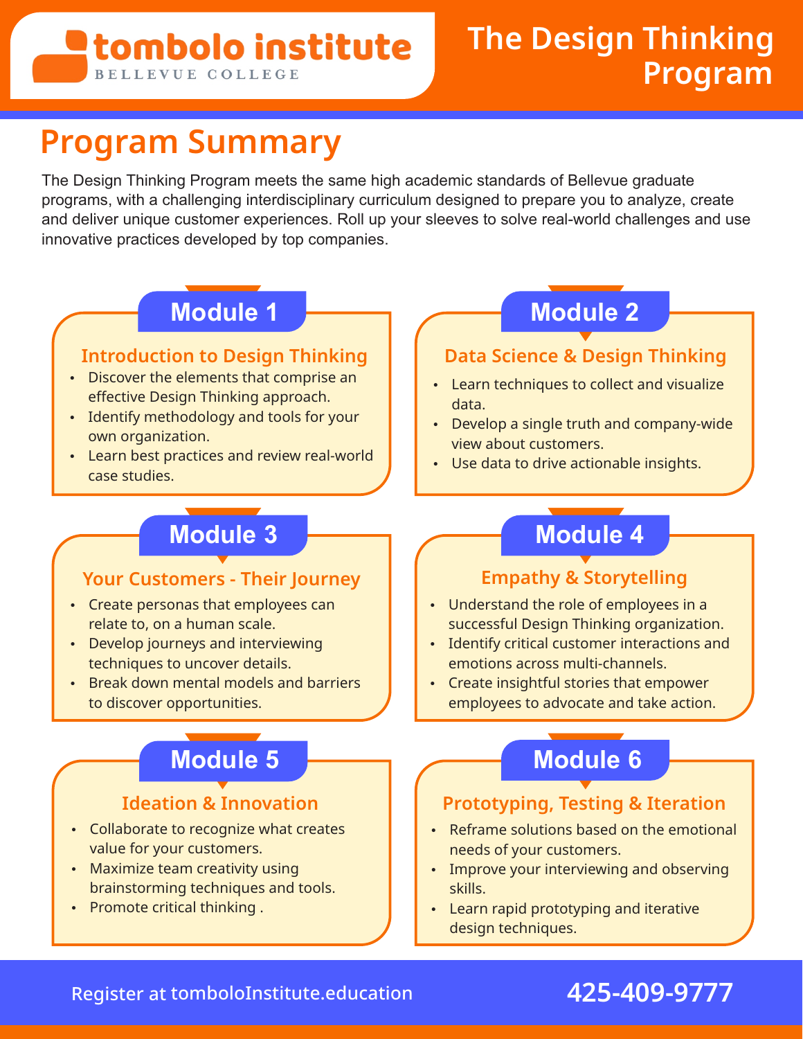tombolo institute
BELLEVUE COLLEGE

# The Design Thinking Program

## Program Summary

The Design Thinking Program meets the same high academic standards of Bellevue graduate programs, with a challenging interdisciplinary curriculum designed to prepare you to analyze, create and deliver unique customer experiences. Roll up your sleeves to solve real-world challenges and use innovative practices developed by top companies.

### Module 1

**Introduction to Design Thinking**

- Discover the elements that comprise an effective Design Thinking approach.
- Identify methodology and tools for your own organization.
- Learn best practices and review real-world case studies.

### Module 2

**Data Science & Design Thinking**

- Learn techniques to collect and visualize data.
- Develop a single truth and company-wide view about customers.
- Use data to drive actionable insights.

### Module 3

**Your Customers - Their Journey**

- Create personas that employees can relate to, on a human scale.
- Develop journeys and interviewing techniques to uncover details.
- Break down mental models and barriers to discover opportunities.

### Module 4

**Empathy & Storytelling**

- Understand the role of employees in a successful Design Thinking organization.
- Identify critical customer interactions and emotions across multi-channels.
- Create insightful stories that empower employees to advocate and take action.

### Module 5

**Ideation & Innovation**

- Collaborate to recognize what creates value for your customers.
- Maximize team creativity using brainstorming techniques and tools.
- Promote critical thinking .

### Module 6

**Prototyping, Testing & Iteration**

- Reframe solutions based on the emotional needs of your customers.
- Improve your interviewing and observing skills.
- Learn rapid prototyping and iterative design techniques.

Register at tomboloInstitute.education

**425-409-9777**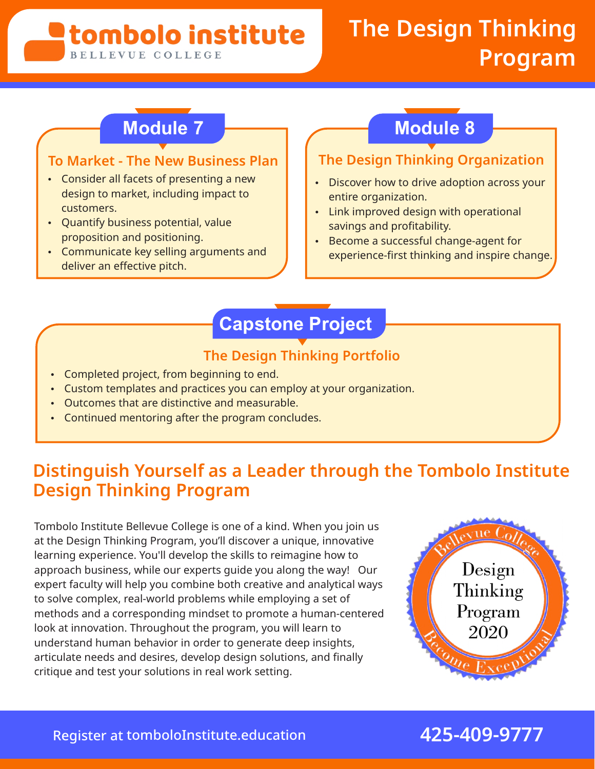tombolo institute
BELLEVUE COLLEGE

# The Design Thinking Program

## Module 7

### To Market - The New Business Plan

- Consider all facets of presenting a new design to market, including impact to customers.
- Quantify business potential, value proposition and positioning.
- Communicate key selling arguments and deliver an effective pitch.

## Module 8

### The Design Thinking Organization

- Discover how to drive adoption across your entire organization.
- Link improved design with operational savings and profitability.
- Become a successful change-agent for experience-first thinking and inspire change.

## Capstone Project

### The Design Thinking Portfolio

- Completed project, from beginning to end.
- Custom templates and practices you can employ at your organization.
- Outcomes that are distinctive and measurable.
- Continued mentoring after the program concludes.

## Distinguish Yourself as a Leader through the Tombolo Institute Design Thinking Program

Tombolo Institute Bellevue College is one of a kind. When you join us at the Design Thinking Program, you'll discover a unique, innovative learning experience. You'll develop the skills to reimagine how to approach business, while our experts guide you along the way! Our expert faculty will help you combine both creative and analytical ways to solve complex, real-world problems while employing a set of methods and a corresponding mindset to promote a human-centered look at innovation. Throughout the program, you will learn to understand human behavior in order to generate deep insights, articulate needs and desires, develop design solutions, and finally critique and test your solutions in real work setting.

Bellevue College
Design Thinking Program 2020
Become Exceptional

Register at tomboloInstitute.education

425-409-9777